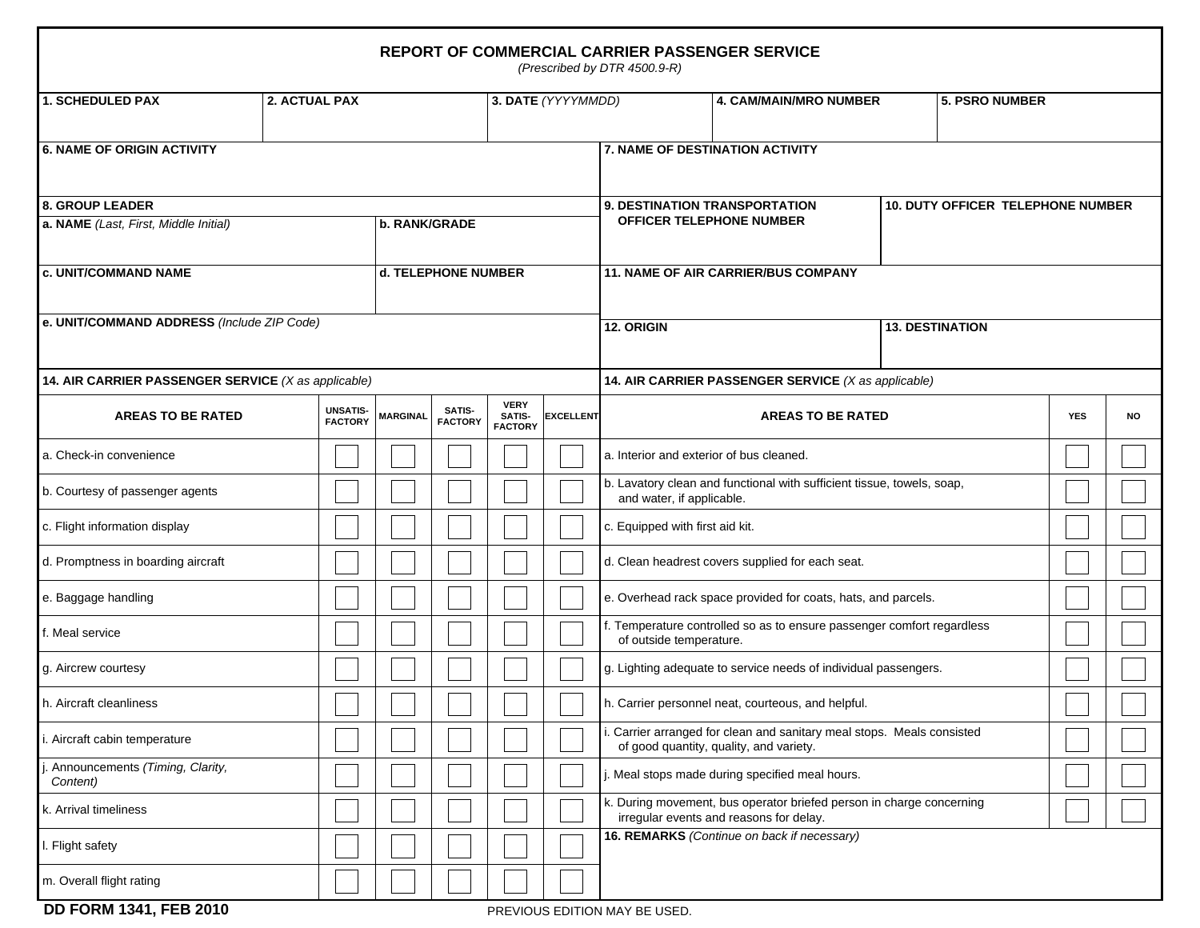# REPORT OF COMMERCIAL CARRIER PASSENGER SERVICE

*(Prescribed by DTR 4500.9-R)*

| 1. SCHEDULED PAX | 2. ACTUAL PAX | 3. DATE *(YYYYMMDD)* | 4. CAM/MAIN/MRO NUMBER | 5. PSRO NUMBER |
|---|---|---|---|---|
| | | | | |

| 6. NAME OF ORIGIN ACTIVITY | 7. NAME OF DESTINATION ACTIVITY |
|---|---|
| | |

**8. GROUP LEADER**

| a. NAME *(Last, First, Middle Initial)* | b. RANK/GRADE |
|---|---|
| | |
| **c. UNIT/COMMAND NAME** | **d. TELEPHONE NUMBER** |
| | |
| **e. UNIT/COMMAND ADDRESS** *(Include ZIP Code)* | |
| | |

| 9. DESTINATION TRANSPORTATION OFFICER TELEPHONE NUMBER | 10. DUTY OFFICER TELEPHONE NUMBER |
|---|---|
| | |

| 11. NAME OF AIR CARRIER/BUS COMPANY |
|---|
| |

| 12. ORIGIN | 13. DESTINATION |
|---|---|
| | |

**14. AIR CARRIER PASSENGER SERVICE** *(X as applicable)*

| AREAS TO BE RATED | UNSATIS-FACTORY | MARGINAL | SATIS-FACTORY | VERY SATIS-FACTORY | EXCELLENT |
|---|---|---|---|---|---|
| a. Check-in convenience | ☐ | ☐ | ☐ | ☐ | ☐ |
| b. Courtesy of passenger agents | ☐ | ☐ | ☐ | ☐ | ☐ |
| c. Flight information display | ☐ | ☐ | ☐ | ☐ | ☐ |
| d. Promptness in boarding aircraft | ☐ | ☐ | ☐ | ☐ | ☐ |
| e. Baggage handling | ☐ | ☐ | ☐ | ☐ | ☐ |
| f. Meal service | ☐ | ☐ | ☐ | ☐ | ☐ |
| g. Aircrew courtesy | ☐ | ☐ | ☐ | ☐ | ☐ |
| h. Aircraft cleanliness | ☐ | ☐ | ☐ | ☐ | ☐ |
| i. Aircraft cabin temperature | ☐ | ☐ | ☐ | ☐ | ☐ |
| j. Announcements *(Timing, Clarity, Content)* | ☐ | ☐ | ☐ | ☐ | ☐ |
| k. Arrival timeliness | ☐ | ☐ | ☐ | ☐ | ☐ |
| l. Flight safety | ☐ | ☐ | ☐ | ☐ | ☐ |
| m. Overall flight rating | ☐ | ☐ | ☐ | ☐ | ☐ |

**14. AIR CARRIER PASSENGER SERVICE** *(X as applicable)*

| AREAS TO BE RATED | YES | NO |
|---|---|---|
| a. Interior and exterior of bus cleaned. | ☐ | ☐ |
| b. Lavatory clean and functional with sufficient tissue, towels, soap, and water, if applicable. | ☐ | ☐ |
| c. Equipped with first aid kit. | ☐ | ☐ |
| d. Clean headrest covers supplied for each seat. | ☐ | ☐ |
| e. Overhead rack space provided for coats, hats, and parcels. | ☐ | ☐ |
| f. Temperature controlled so as to ensure passenger comfort regardless of outside temperature. | ☐ | ☐ |
| g. Lighting adequate to service needs of individual passengers. | ☐ | ☐ |
| h. Carrier personnel neat, courteous, and helpful. | ☐ | ☐ |
| i. Carrier arranged for clean and sanitary meal stops. Meals consisted of good quantity, quality, and variety. | ☐ | ☐ |
| j. Meal stops made during specified meal hours. | ☐ | ☐ |
| k. During movement, bus operator briefed person in charge concerning irregular events and reasons for delay. | ☐ | ☐ |

**16. REMARKS** *(Continue on back if necessary)*

**DD FORM 1341, FEB 2010** PREVIOUS EDITION MAY BE USED.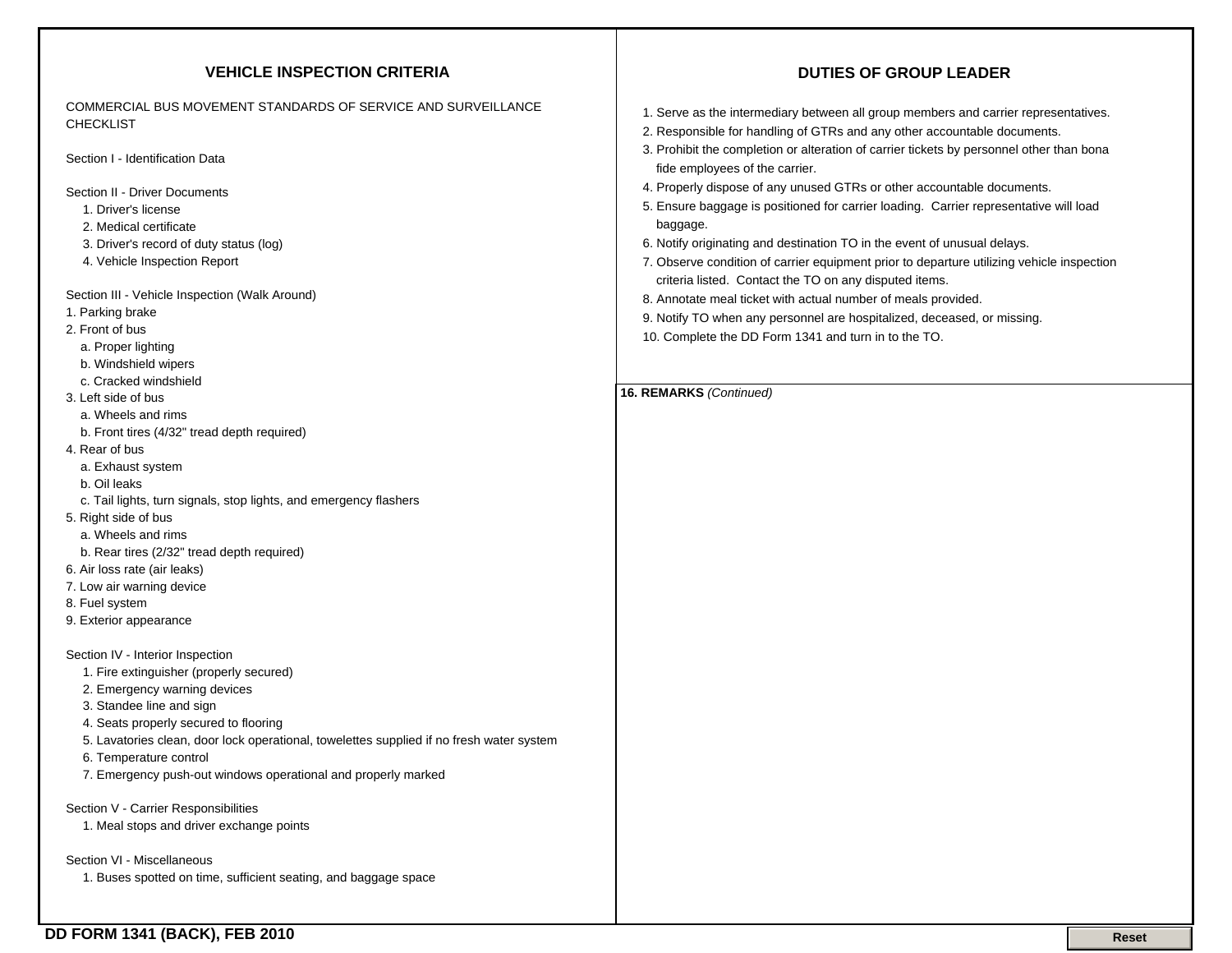## VEHICLE INSPECTION CRITERIA

COMMERCIAL BUS MOVEMENT STANDARDS OF SERVICE AND SURVEILLANCE CHECKLIST

Section I - Identification Data

Section II - Driver Documents

1. Driver's license
2. Medical certificate
3. Driver's record of duty status (log)
4. Vehicle Inspection Report

Section III - Vehicle Inspection (Walk Around)

1. Parking brake
2. Front of bus
   a. Proper lighting
   b. Windshield wipers
   c. Cracked windshield
3. Left side of bus
   a. Wheels and rims
   b. Front tires (4/32" tread depth required)
4. Rear of bus
   a. Exhaust system
   b. Oil leaks
   c. Tail lights, turn signals, stop lights, and emergency flashers
5. Right side of bus
   a. Wheels and rims
   b. Rear tires (2/32" tread depth required)
6. Air loss rate (air leaks)
7. Low air warning device
8. Fuel system
9. Exterior appearance

Section IV - Interior Inspection

1. Fire extinguisher (properly secured)
2. Emergency warning devices
3. Standee line and sign
4. Seats properly secured to flooring
5. Lavatories clean, door lock operational, towelettes supplied if no fresh water system
6. Temperature control
7. Emergency push-out windows operational and properly marked

Section V - Carrier Responsibilities

1. Meal stops and driver exchange points

Section VI - Miscellaneous

1. Buses spotted on time, sufficient seating, and baggage space

## DUTIES OF GROUP LEADER

1. Serve as the intermediary between all group members and carrier representatives.
2. Responsible for handling of GTRs and any other accountable documents.
3. Prohibit the completion or alteration of carrier tickets by personnel other than bona fide employees of the carrier.
4. Properly dispose of any unused GTRs or other accountable documents.
5. Ensure baggage is positioned for carrier loading. Carrier representative will load baggage.
6. Notify originating and destination TO in the event of unusual delays.
7. Observe condition of carrier equipment prior to departure utilizing vehicle inspection criteria listed. Contact the TO on any disputed items.
8. Annotate meal ticket with actual number of meals provided.
9. Notify TO when any personnel are hospitalized, deceased, or missing.
10. Complete the DD Form 1341 and turn in to the TO.

**16. REMARKS** *(Continued)*

DD FORM 1341 (BACK), FEB 2010

Reset